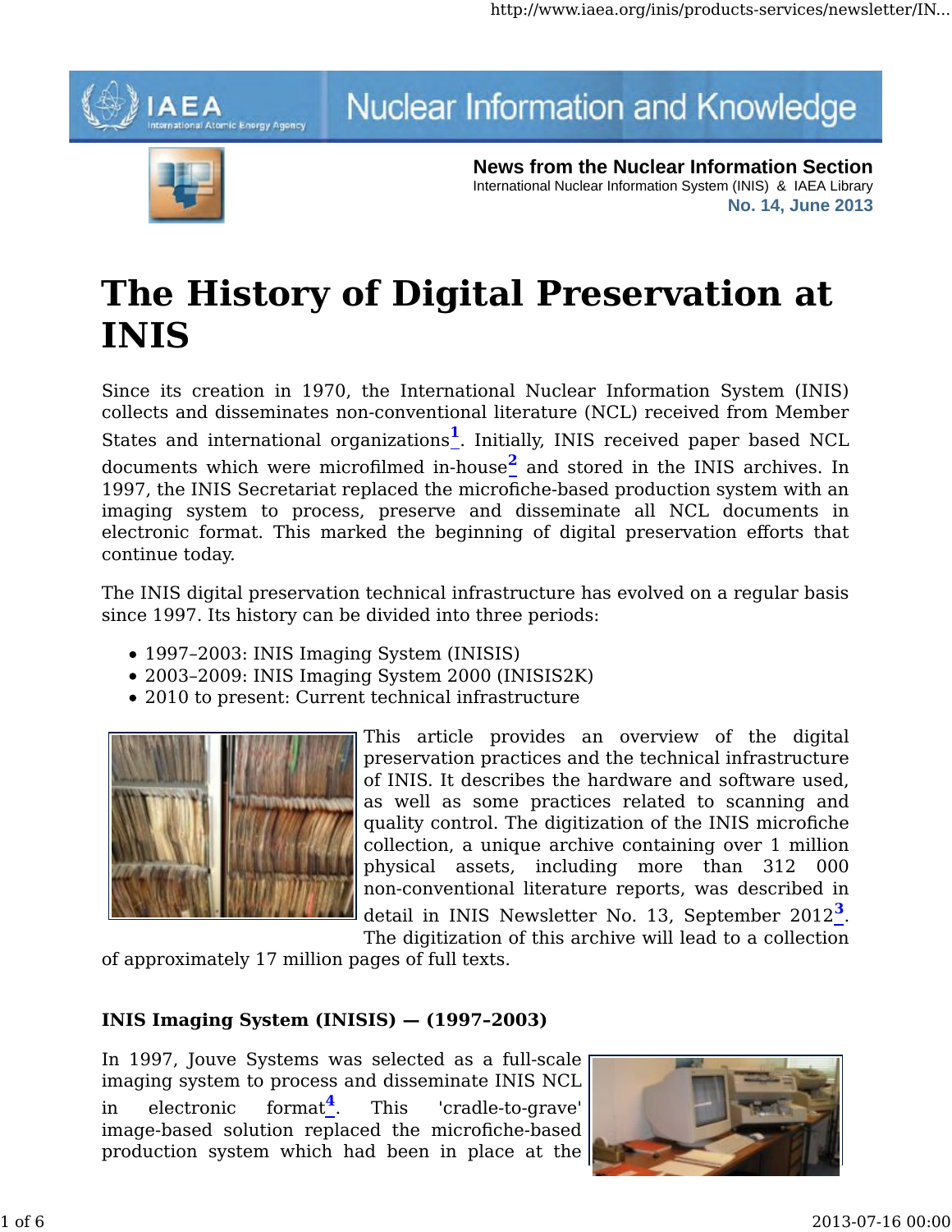Nuclear Information and Knowledge

**News from the Nuclear Information Section**
International Nuclear Information System (INIS) & IAEA Library
**No. 14, June 2013**

# The History of Digital Preservation at INIS

Since its creation in 1970, the International Nuclear Information System (INIS) collects and disseminates non-conventional literature (NCL) received from Member States and international organizations[1]. Initially, INIS received paper based NCL documents which were microfilmed in-house[2] and stored in the INIS archives. In 1997, the INIS Secretariat replaced the microfiche-based production system with an imaging system to process, preserve and disseminate all NCL documents in electronic format. This marked the beginning of digital preservation efforts that continue today.

The INIS digital preservation technical infrastructure has evolved on a regular basis since 1997. Its history can be divided into three periods:

- 1997–2003: INIS Imaging System (INISIS)
- 2003–2009: INIS Imaging System 2000 (INISIS2K)
- 2010 to present: Current technical infrastructure

This article provides an overview of the digital preservation practices and the technical infrastructure of INIS. It describes the hardware and software used, as well as some practices related to scanning and quality control. The digitization of the INIS microfiche collection, a unique archive containing over 1 million physical assets, including more than 312 000 non-conventional literature reports, was described in detail in INIS Newsletter No. 13, September 2012[3]. The digitization of this archive will lead to a collection of approximately 17 million pages of full texts.

### INIS Imaging System (INISIS) — (1997-2003)

In 1997, Jouve Systems was selected as a full-scale imaging system to process and disseminate INIS NCL in electronic format[4]. This 'cradle-to-grave' image-based solution replaced the microfiche-based production system which had been in place at the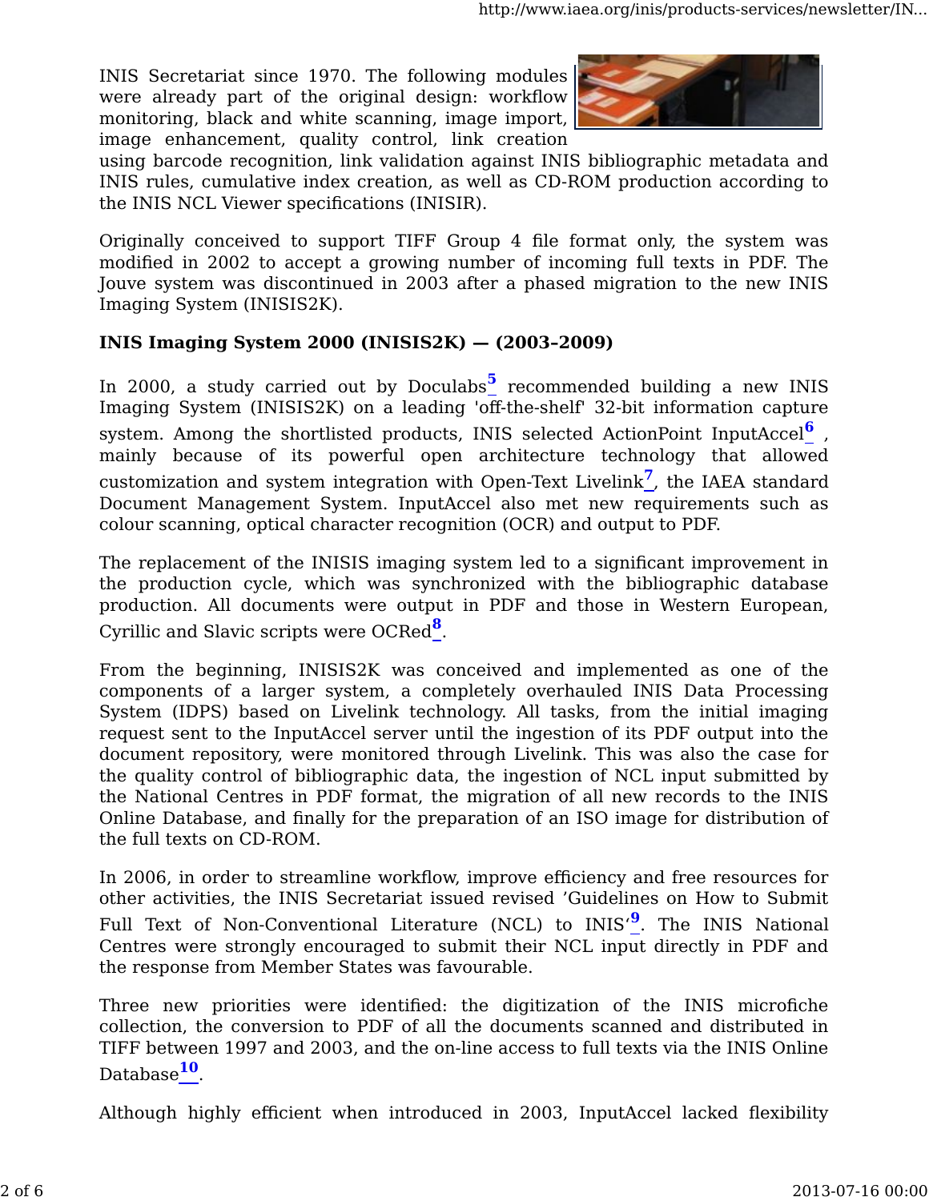INIS Secretariat since 1970. The following modules were already part of the original design: workflow monitoring, black and white scanning, image import, image enhancement, quality control, link creation using barcode recognition, link validation against INIS bibliographic metadata and INIS rules, cumulative index creation, as well as CD-ROM production according to the INIS NCL Viewer specifications (INISIR).

Originally conceived to support TIFF Group 4 file format only, the system was modified in 2002 to accept a growing number of incoming full texts in PDF. The Jouve system was discontinued in 2003 after a phased migration to the new INIS Imaging System (INISIS2K).

**INIS Imaging System 2000 (INISIS2K) — (2003-2009)**

In 2000, a study carried out by Doculabs[5] recommended building a new INIS Imaging System (INISIS2K) on a leading 'off-the-shelf' 32-bit information capture system. Among the shortlisted products, INIS selected ActionPoint InputAccel[6], mainly because of its powerful open architecture technology that allowed customization and system integration with Open-Text Livelink[7], the IAEA standard Document Management System. InputAccel also met new requirements such as colour scanning, optical character recognition (OCR) and output to PDF.

The replacement of the INISIS imaging system led to a significant improvement in the production cycle, which was synchronized with the bibliographic database production. All documents were output in PDF and those in Western European, Cyrillic and Slavic scripts were OCRed[8].

From the beginning, INISIS2K was conceived and implemented as one of the components of a larger system, a completely overhauled INIS Data Processing System (IDPS) based on Livelink technology. All tasks, from the initial imaging request sent to the InputAccel server until the ingestion of its PDF output into the document repository, were monitored through Livelink. This was also the case for the quality control of bibliographic data, the ingestion of NCL input submitted by the National Centres in PDF format, the migration of all new records to the INIS Online Database, and finally for the preparation of an ISO image for distribution of the full texts on CD-ROM.

In 2006, in order to streamline workflow, improve efficiency and free resources for other activities, the INIS Secretariat issued revised 'Guidelines on How to Submit Full Text of Non-Conventional Literature (NCL) to INIS'[9]. The INIS National Centres were strongly encouraged to submit their NCL input directly in PDF and the response from Member States was favourable.

Three new priorities were identified: the digitization of the INIS microfiche collection, the conversion to PDF of all the documents scanned and distributed in TIFF between 1997 and 2003, and the on-line access to full texts via the INIS Online Database[10].

Although highly efficient when introduced in 2003, InputAccel lacked flexibility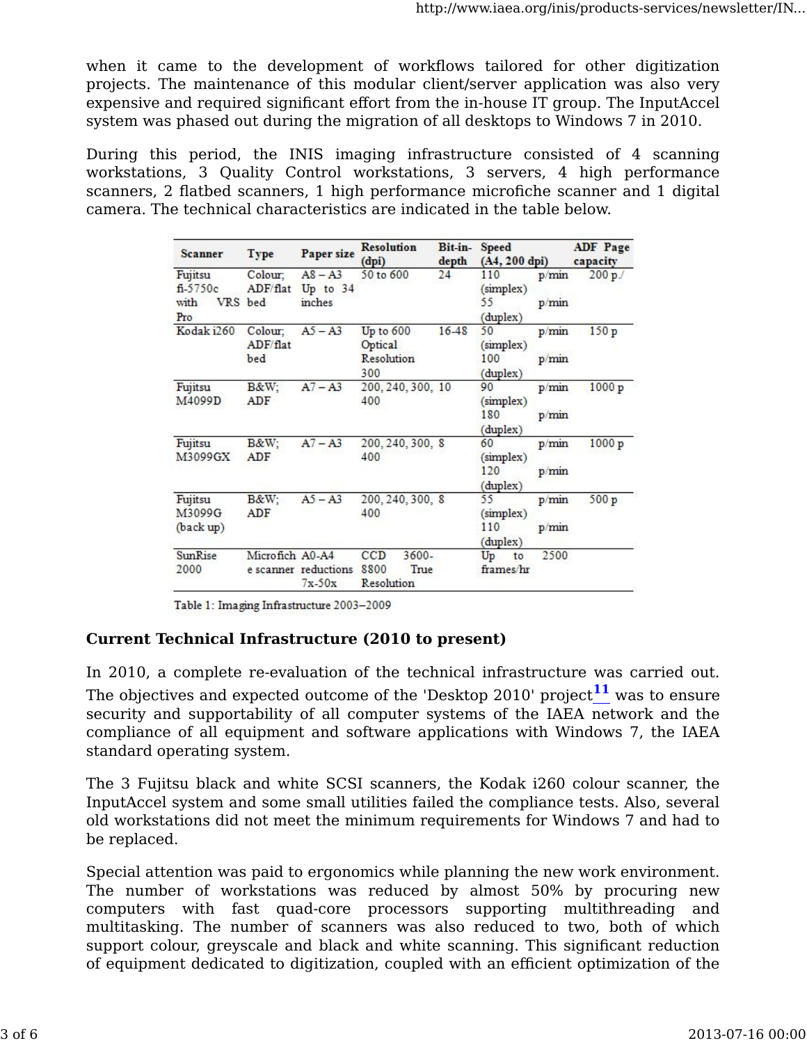when it came to the development of workflows tailored for other digitization projects. The maintenance of this modular client/server application was also very expensive and required significant effort from the in-house IT group. The InputAccel system was phased out during the migration of all desktops to Windows 7 in 2010.

During this period, the INIS imaging infrastructure consisted of 4 scanning workstations, 3 Quality Control workstations, 3 servers, 4 high performance scanners, 2 flatbed scanners, 1 high performance microfiche scanner and 1 digital camera. The technical characteristics are indicated in the table below.

| Scanner | Type | Paper size | Resolution (dpi) | Bit-in-depth | Speed (A4, 200 dpi) | ADF Page capacity |
|---|---|---|---|---|---|---|
| Fujitsu fi-5750c with VRS Pro | Colour; ADF/flat bed | A8 – A3 Up to 34 inches | 50 to 600 | 24 | 110 p/min (simplex) 55 p/min (duplex) | 200 p./ |
| Kodak i260 | Colour; ADF/flat bed | A5 – A3 | Up to 600 Optical Resolution 300 | 16-48 | 50 p/min (simplex) 100 p/min (duplex) | 150 p |
| Fujitsu M4099D | B&W; ADF | A7 – A3 | 200, 240, 300, 400 | 10 | 90 p/min (simplex) 180 p/min (duplex) | 1000 p |
| Fujitsu M3099GX | B&W; ADF | A7 – A3 | 200, 240, 300, 400 | 8 | 60 p/min (simplex) 120 p/min (duplex) | 1000 p |
| Fujitsu M3099G (back up) | B&W; ADF | A5 – A3 | 200, 240, 300, 400 | 8 | 55 p/min (simplex) 110 p/min (duplex) | 500 p |
| SunRise 2000 | Microfiche scanner | A0-A4 reductions 7x-50x | CCD 3600-8800 True Resolution | | Up to 2500 frames/hr | |

Table 1: Imaging Infrastructure 2003–2009

**Current Technical Infrastructure (2010 to present)**

In 2010, a complete re-evaluation of the technical infrastructure was carried out. The objectives and expected outcome of the 'Desktop 2010' project[11] was to ensure security and supportability of all computer systems of the IAEA network and the compliance of all equipment and software applications with Windows 7, the IAEA standard operating system.

The 3 Fujitsu black and white SCSI scanners, the Kodak i260 colour scanner, the InputAccel system and some small utilities failed the compliance tests. Also, several old workstations did not meet the minimum requirements for Windows 7 and had to be replaced.

Special attention was paid to ergonomics while planning the new work environment. The number of workstations was reduced by almost 50% by procuring new computers with fast quad-core processors supporting multithreading and multitasking. The number of scanners was also reduced to two, both of which support colour, greyscale and black and white scanning. This significant reduction of equipment dedicated to digitization, coupled with an efficient optimization of the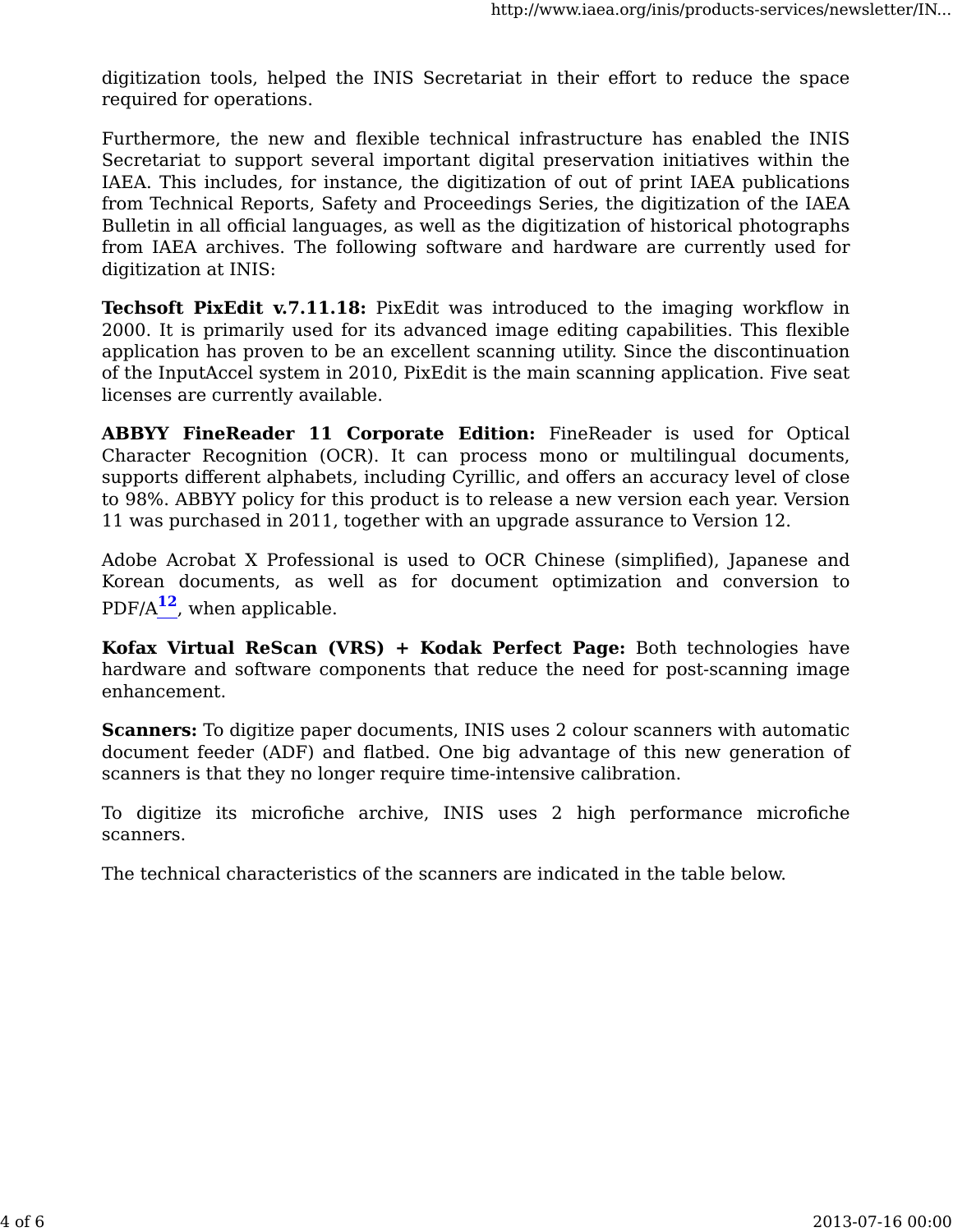digitization tools, helped the INIS Secretariat in their effort to reduce the space required for operations.

Furthermore, the new and flexible technical infrastructure has enabled the INIS Secretariat to support several important digital preservation initiatives within the IAEA. This includes, for instance, the digitization of out of print IAEA publications from Technical Reports, Safety and Proceedings Series, the digitization of the IAEA Bulletin in all official languages, as well as the digitization of historical photographs from IAEA archives. The following software and hardware are currently used for digitization at INIS:

**Techsoft PixEdit v.7.11.18:** PixEdit was introduced to the imaging workflow in 2000. It is primarily used for its advanced image editing capabilities. This flexible application has proven to be an excellent scanning utility. Since the discontinuation of the InputAccel system in 2010, PixEdit is the main scanning application. Five seat licenses are currently available.

**ABBYY FineReader 11 Corporate Edition:** FineReader is used for Optical Character Recognition (OCR). It can process mono or multilingual documents, supports different alphabets, including Cyrillic, and offers an accuracy level of close to 98%. ABBYY policy for this product is to release a new version each year. Version 11 was purchased in 2011, together with an upgrade assurance to Version 12.

Adobe Acrobat X Professional is used to OCR Chinese (simplified), Japanese and Korean documents, as well as for document optimization and conversion to PDF/A[12], when applicable.

**Kofax Virtual ReScan (VRS) + Kodak Perfect Page:** Both technologies have hardware and software components that reduce the need for post-scanning image enhancement.

**Scanners:** To digitize paper documents, INIS uses 2 colour scanners with automatic document feeder (ADF) and flatbed. One big advantage of this new generation of scanners is that they no longer require time-intensive calibration.

To digitize its microfiche archive, INIS uses 2 high performance microfiche scanners.

The technical characteristics of the scanners are indicated in the table below.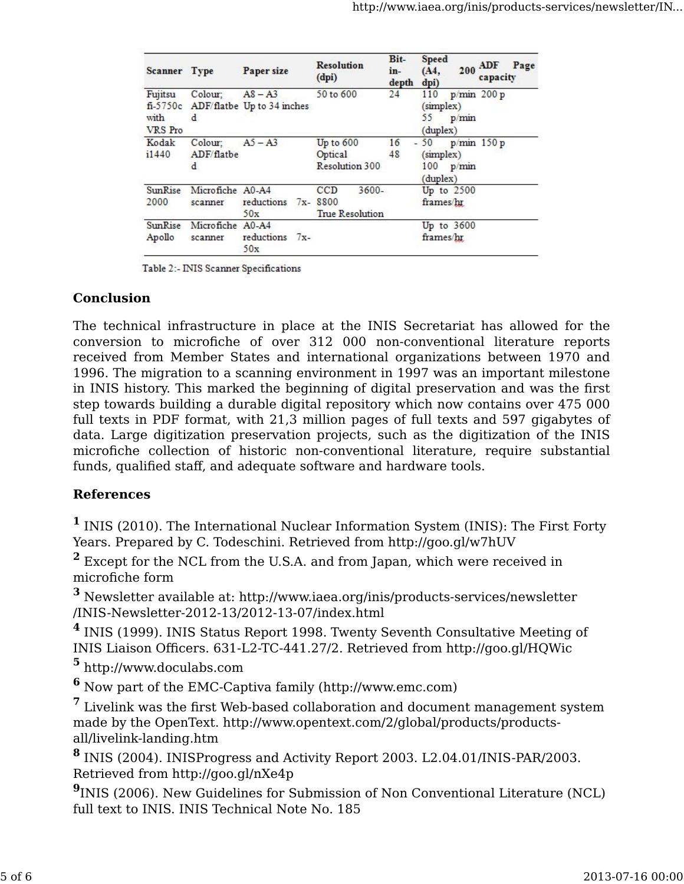| Scanner | Type | Paper size | Resolution (dpi) | Bit-in-depth | Speed (A4, 200 dpi) | ADF Page capacity |
|---|---|---|---|---|---|---|
| Fujitsu fi-5750c with VRS Pro | Colour; ADF/flatbed | A8 – A3 Up to 34 inches | 50 to 600 | 24 | 110 p/min (simplex) 55 p/min (duplex) | 200 p |
| Kodak i1440 | Colour; ADF/flatbed | A5 – A3 | Up to 600 Optical Resolution 300 | 16 - 48 | 50 p/min (simplex) 100 p/min (duplex) | 150 p |
| SunRise 2000 | Microfiche scanner | A0-A4 reductions 7x-50x | CCD 3600-8800 True Resolution | | Up to 2500 frames/hr | |
| SunRise Apollo | Microfiche scanner | A0-A4 reductions 7x-50x | | | Up to 3600 frames/hr | |

Table 2:- INIS Scanner Specifications

**Conclusion**

The technical infrastructure in place at the INIS Secretariat has allowed for the conversion to microfiche of over 312 000 non-conventional literature reports received from Member States and international organizations between 1970 and 1996. The migration to a scanning environment in 1997 was an important milestone in INIS history. This marked the beginning of digital preservation and was the first step towards building a durable digital repository which now contains over 475 000 full texts in PDF format, with 21,3 million pages of full texts and 597 gigabytes of data. Large digitization preservation projects, such as the digitization of the INIS microfiche collection of historic non-conventional literature, require substantial funds, qualified staff, and adequate software and hardware tools.

**References**

[1] INIS (2010). The International Nuclear Information System (INIS): The First Forty Years. Prepared by C. Todeschini. Retrieved from http://goo.gl/w7hUV

[2] Except for the NCL from the U.S.A. and from Japan, which were received in microfiche form

[3] Newsletter available at: http://www.iaea.org/inis/products-services/newsletter/INIS-Newsletter-2012-13/2012-13-07/index.html

[4] INIS (1999). INIS Status Report 1998. Twenty Seventh Consultative Meeting of INIS Liaison Officers. 631-L2-TC-441.27/2. Retrieved from http://goo.gl/HQWic

[5] http://www.doculabs.com

[6] Now part of the EMC-Captiva family (http://www.emc.com)

[7] Livelink was the first Web-based collaboration and document management system made by the OpenText. http://www.opentext.com/2/global/products/products-all/livelink-landing.htm

[8] INIS (2004). INISProgress and Activity Report 2003. L2.04.01/INIS-PAR/2003. Retrieved from http://goo.gl/nXe4p

[9] INIS (2006). New Guidelines for Submission of Non Conventional Literature (NCL) full text to INIS. INIS Technical Note No. 185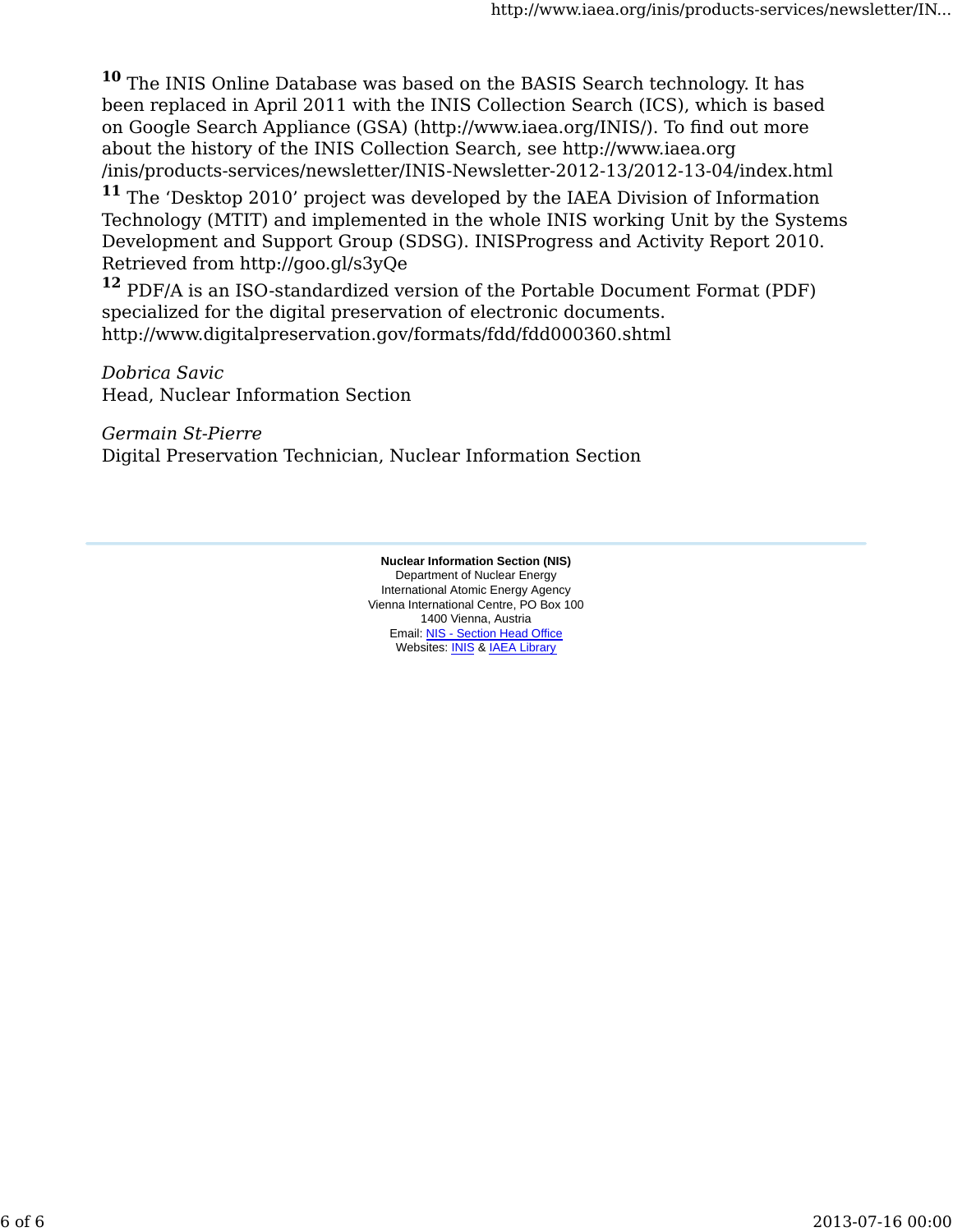[10] The INIS Online Database was based on the BASIS Search technology. It has been replaced in April 2011 with the INIS Collection Search (ICS), which is based on Google Search Appliance (GSA) (http://www.iaea.org/INIS/). To find out more about the history of the INIS Collection Search, see http://www.iaea.org /inis/products-services/newsletter/INIS-Newsletter-2012-13/2012-13-04/index.html

[11] The 'Desktop 2010' project was developed by the IAEA Division of Information Technology (MTIT) and implemented in the whole INIS working Unit by the Systems Development and Support Group (SDSG). INISProgress and Activity Report 2010. Retrieved from http://goo.gl/s3yQe

[12] PDF/A is an ISO-standardized version of the Portable Document Format (PDF) specialized for the digital preservation of electronic documents. http://www.digitalpreservation.gov/formats/fdd/fdd000360.shtml

*Dobrica Savic*
Head, Nuclear Information Section

*Germain St-Pierre*
Digital Preservation Technician, Nuclear Information Section

---

**Nuclear Information Section (NIS)**
Department of Nuclear Energy
International Atomic Energy Agency
Vienna International Centre, PO Box 100
1400 Vienna, Austria
Email: NIS - Section Head Office
Websites: INIS & IAEA Library